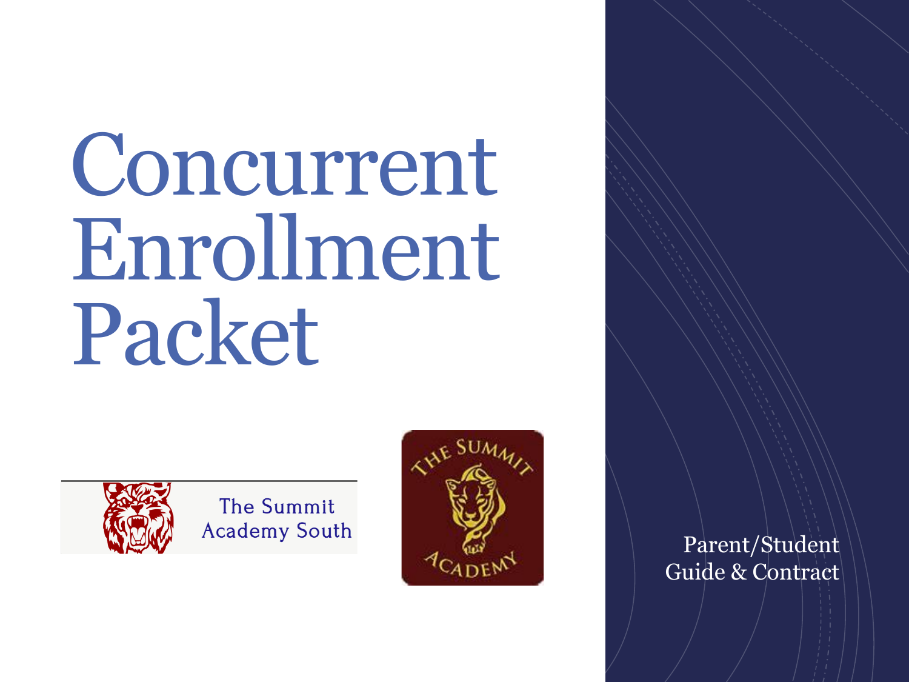# Concurrent Enrollment Packet

The Summit Academy South

THE SUMMIT ACADEMY

Parent/Student Guide & Contract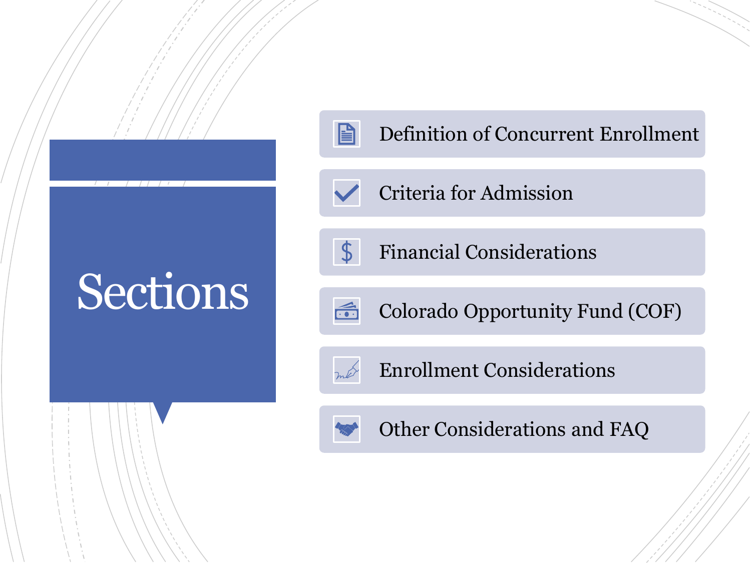# Sections

- Definition of Concurrent Enrollment
- Criteria for Admission
- Financial Considerations
- Colorado Opportunity Fund (COF)
- Enrollment Considerations
- Other Considerations and FAQ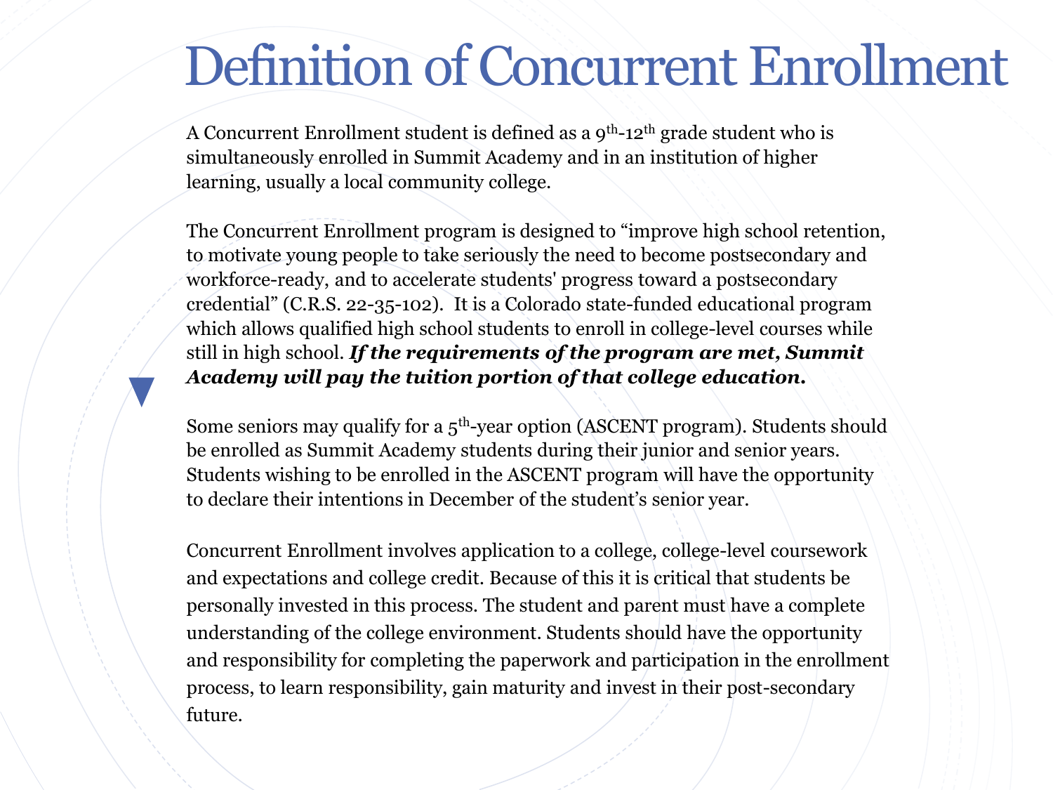# Definition of Concurrent Enrollment

A Concurrent Enrollment student is defined as a 9th-12th grade student who is simultaneously enrolled in Summit Academy and in an institution of higher learning, usually a local community college.

The Concurrent Enrollment program is designed to "improve high school retention, to motivate young people to take seriously the need to become postsecondary and workforce-ready, and to accelerate students' progress toward a postsecondary credential" (C.R.S. 22-35-102). It is a Colorado state-funded educational program which allows qualified high school students to enroll in college-level courses while still in high school. ***If the requirements of the program are met, Summit Academy will pay the tuition portion of that college education.***

Some seniors may qualify for a 5th-year option (ASCENT program). Students should be enrolled as Summit Academy students during their junior and senior years. Students wishing to be enrolled in the ASCENT program will have the opportunity to declare their intentions in December of the student's senior year.

Concurrent Enrollment involves application to a college, college-level coursework and expectations and college credit. Because of this it is critical that students be personally invested in this process. The student and parent must have a complete understanding of the college environment. Students should have the opportunity and responsibility for completing the paperwork and participation in the enrollment process, to learn responsibility, gain maturity and invest in their post-secondary future.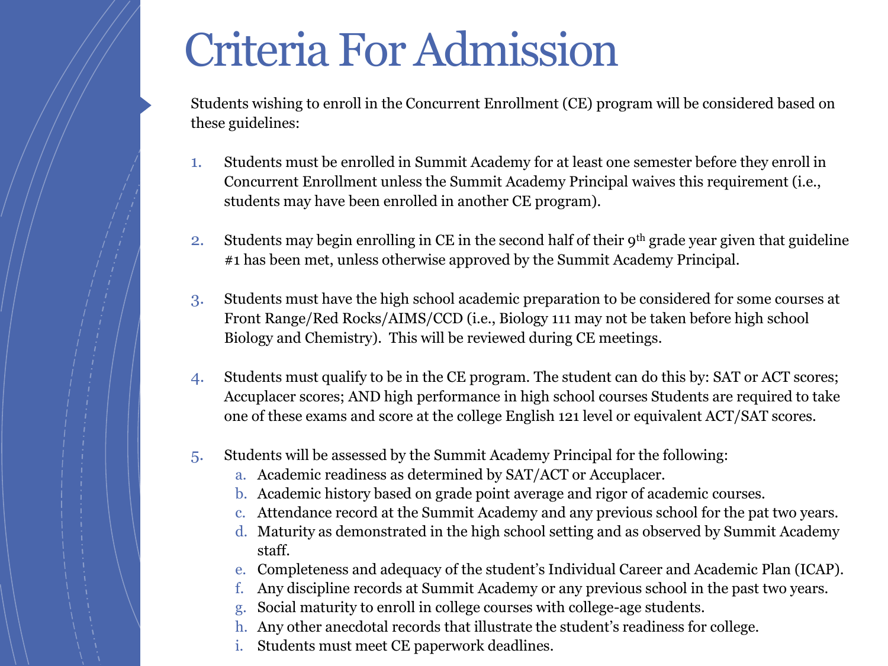# Criteria For Admission

Students wishing to enroll in the Concurrent Enrollment (CE) program will be considered based on these guidelines:

1. Students must be enrolled in Summit Academy for at least one semester before they enroll in Concurrent Enrollment unless the Summit Academy Principal waives this requirement (i.e., students may have been enrolled in another CE program).

2. Students may begin enrolling in CE in the second half of their 9th grade year given that guideline #1 has been met, unless otherwise approved by the Summit Academy Principal.

3. Students must have the high school academic preparation to be considered for some courses at Front Range/Red Rocks/AIMS/CCD (i.e., Biology 111 may not be taken before high school Biology and Chemistry). This will be reviewed during CE meetings.

4. Students must qualify to be in the CE program. The student can do this by: SAT or ACT scores; Accuplacer scores; AND high performance in high school courses Students are required to take one of these exams and score at the college English 121 level or equivalent ACT/SAT scores.

5. Students will be assessed by the Summit Academy Principal for the following:
   a. Academic readiness as determined by SAT/ACT or Accuplacer.
   b. Academic history based on grade point average and rigor of academic courses.
   c. Attendance record at the Summit Academy and any previous school for the pat two years.
   d. Maturity as demonstrated in the high school setting and as observed by Summit Academy staff.
   e. Completeness and adequacy of the student's Individual Career and Academic Plan (ICAP).
   f. Any discipline records at Summit Academy or any previous school in the past two years.
   g. Social maturity to enroll in college courses with college-age students.
   h. Any other anecdotal records that illustrate the student's readiness for college.
   i. Students must meet CE paperwork deadlines.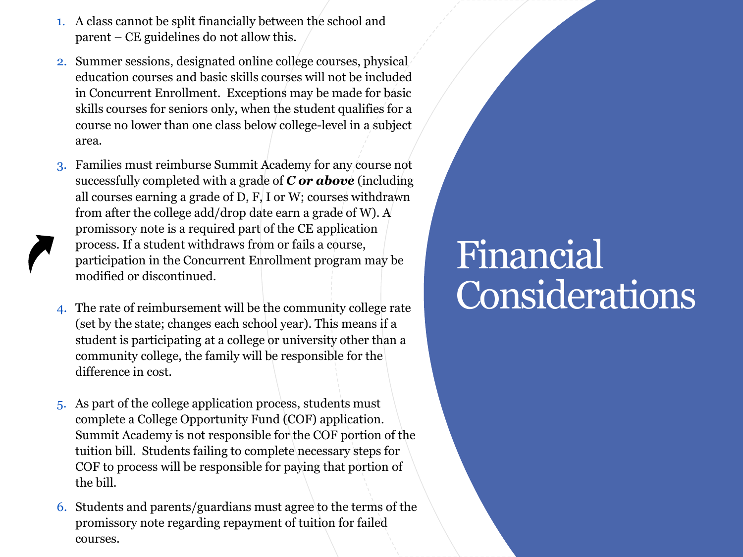# Financial Considerations

1. A class cannot be split financially between the school and parent – CE guidelines do not allow this.
2. Summer sessions, designated online college courses, physical education courses and basic skills courses will not be included in Concurrent Enrollment. Exceptions may be made for basic skills courses for seniors only, when the student qualifies for a course no lower than one class below college-level in a subject area.
3. Families must reimburse Summit Academy for any course not successfully completed with a grade of ***C or above*** (including all courses earning a grade of D, F, I or W; courses withdrawn from after the college add/drop date earn a grade of W). A promissory note is a required part of the CE application process. If a student withdraws from or fails a course, participation in the Concurrent Enrollment program may be modified or discontinued.
4. The rate of reimbursement will be the community college rate (set by the state; changes each school year). This means if a student is participating at a college or university other than a community college, the family will be responsible for the difference in cost.
5. As part of the college application process, students must complete a College Opportunity Fund (COF) application. Summit Academy is not responsible for the COF portion of the tuition bill. Students failing to complete necessary steps for COF to process will be responsible for paying that portion of the bill.
6. Students and parents/guardians must agree to the terms of the promissory note regarding repayment of tuition for failed courses.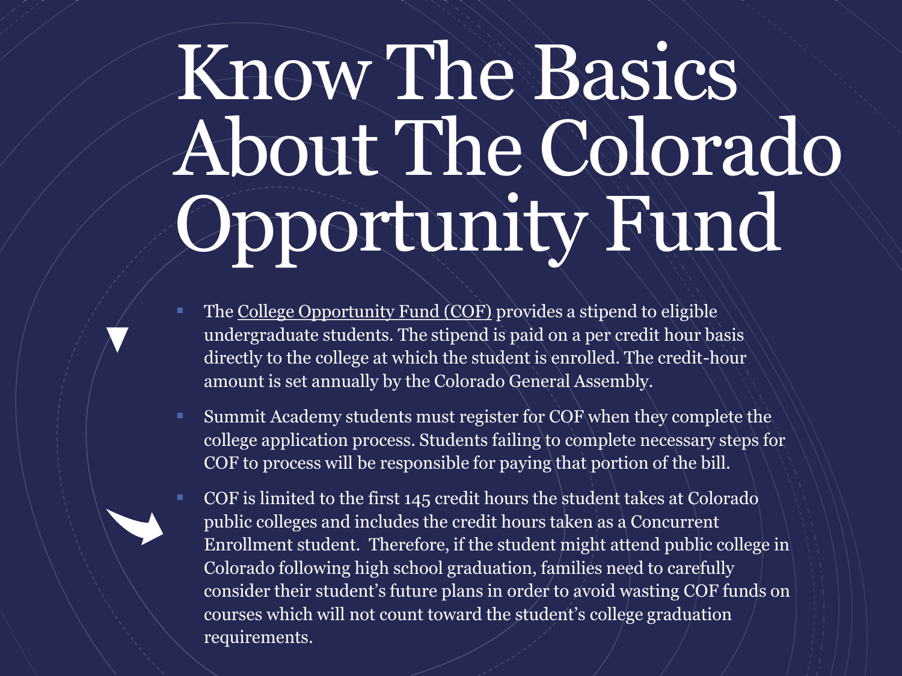# Know The Basics About The Colorado Opportunity Fund

- The College Opportunity Fund (COF) provides a stipend to eligible undergraduate students. The stipend is paid on a per credit hour basis directly to the college at which the student is enrolled. The credit-hour amount is set annually by the Colorado General Assembly.
- Summit Academy students must register for COF when they complete the college application process. Students failing to complete necessary steps for COF to process will be responsible for paying that portion of the bill.
- COF is limited to the first 145 credit hours the student takes at Colorado public colleges and includes the credit hours taken as a Concurrent Enrollment student. Therefore, if the student might attend public college in Colorado following high school graduation, families need to carefully consider their student's future plans in order to avoid wasting COF funds on courses which will not count toward the student's college graduation requirements.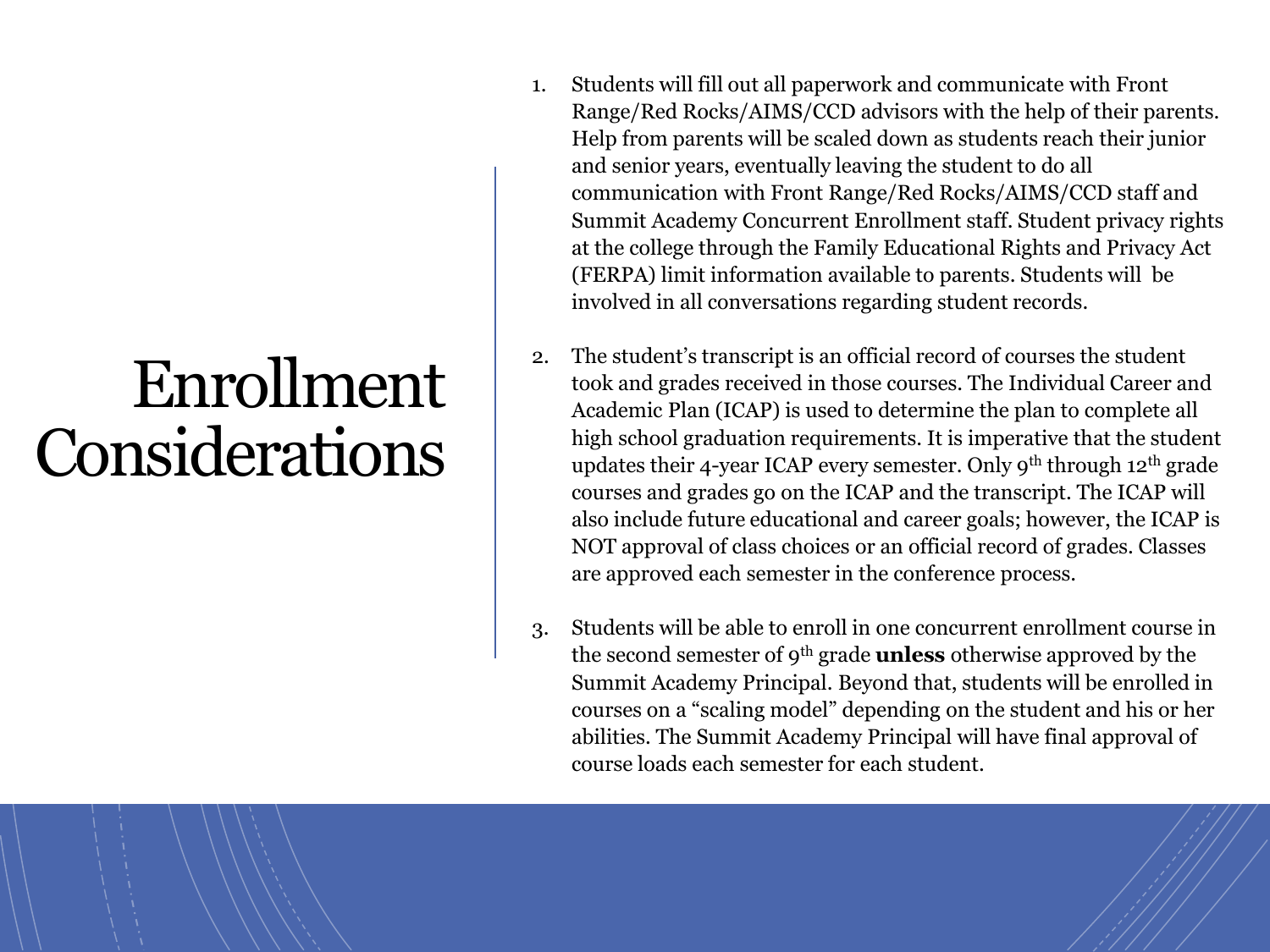# Enrollment Considerations

1. Students will fill out all paperwork and communicate with Front Range/Red Rocks/AIMS/CCD advisors with the help of their parents. Help from parents will be scaled down as students reach their junior and senior years, eventually leaving the student to do all communication with Front Range/Red Rocks/AIMS/CCD staff and Summit Academy Concurrent Enrollment staff. Student privacy rights at the college through the Family Educational Rights and Privacy Act (FERPA) limit information available to parents. Students will be involved in all conversations regarding student records.

2. The student's transcript is an official record of courses the student took and grades received in those courses. The Individual Career and Academic Plan (ICAP) is used to determine the plan to complete all high school graduation requirements. It is imperative that the student updates their 4-year ICAP every semester. Only 9th through 12th grade courses and grades go on the ICAP and the transcript. The ICAP will also include future educational and career goals; however, the ICAP is NOT approval of class choices or an official record of grades. Classes are approved each semester in the conference process.

3. Students will be able to enroll in one concurrent enrollment course in the second semester of 9th grade **unless** otherwise approved by the Summit Academy Principal. Beyond that, students will be enrolled in courses on a "scaling model" depending on the student and his or her abilities. The Summit Academy Principal will have final approval of course loads each semester for each student.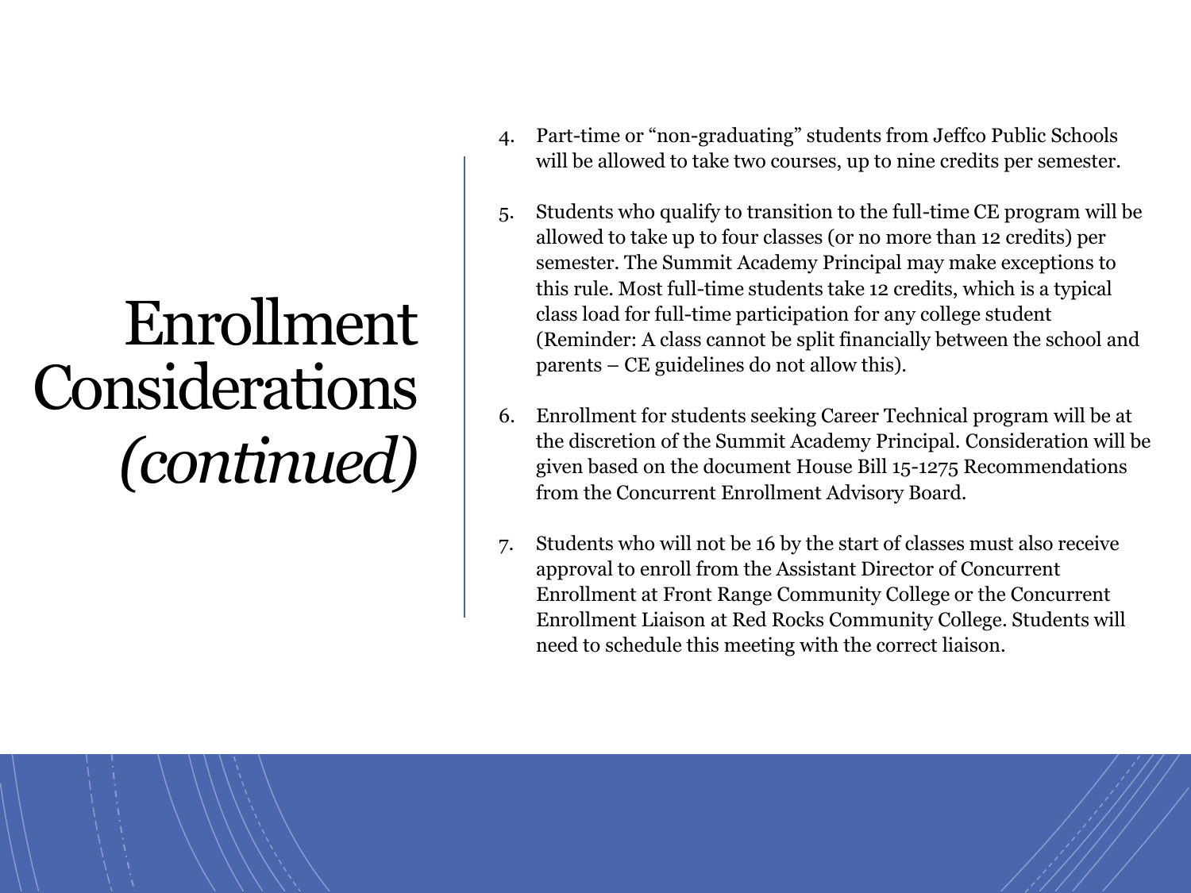# Enrollment Considerations *(continued)*

4. Part-time or "non-graduating" students from Jeffco Public Schools will be allowed to take two courses, up to nine credits per semester.

5. Students who qualify to transition to the full-time CE program will be allowed to take up to four classes (or no more than 12 credits) per semester. The Summit Academy Principal may make exceptions to this rule. Most full-time students take 12 credits, which is a typical class load for full-time participation for any college student (Reminder: A class cannot be split financially between the school and parents – CE guidelines do not allow this).

6. Enrollment for students seeking Career Technical program will be at the discretion of the Summit Academy Principal. Consideration will be given based on the document House Bill 15-1275 Recommendations from the Concurrent Enrollment Advisory Board.

7. Students who will not be 16 by the start of classes must also receive approval to enroll from the Assistant Director of Concurrent Enrollment at Front Range Community College or the Concurrent Enrollment Liaison at Red Rocks Community College. Students will need to schedule this meeting with the correct liaison.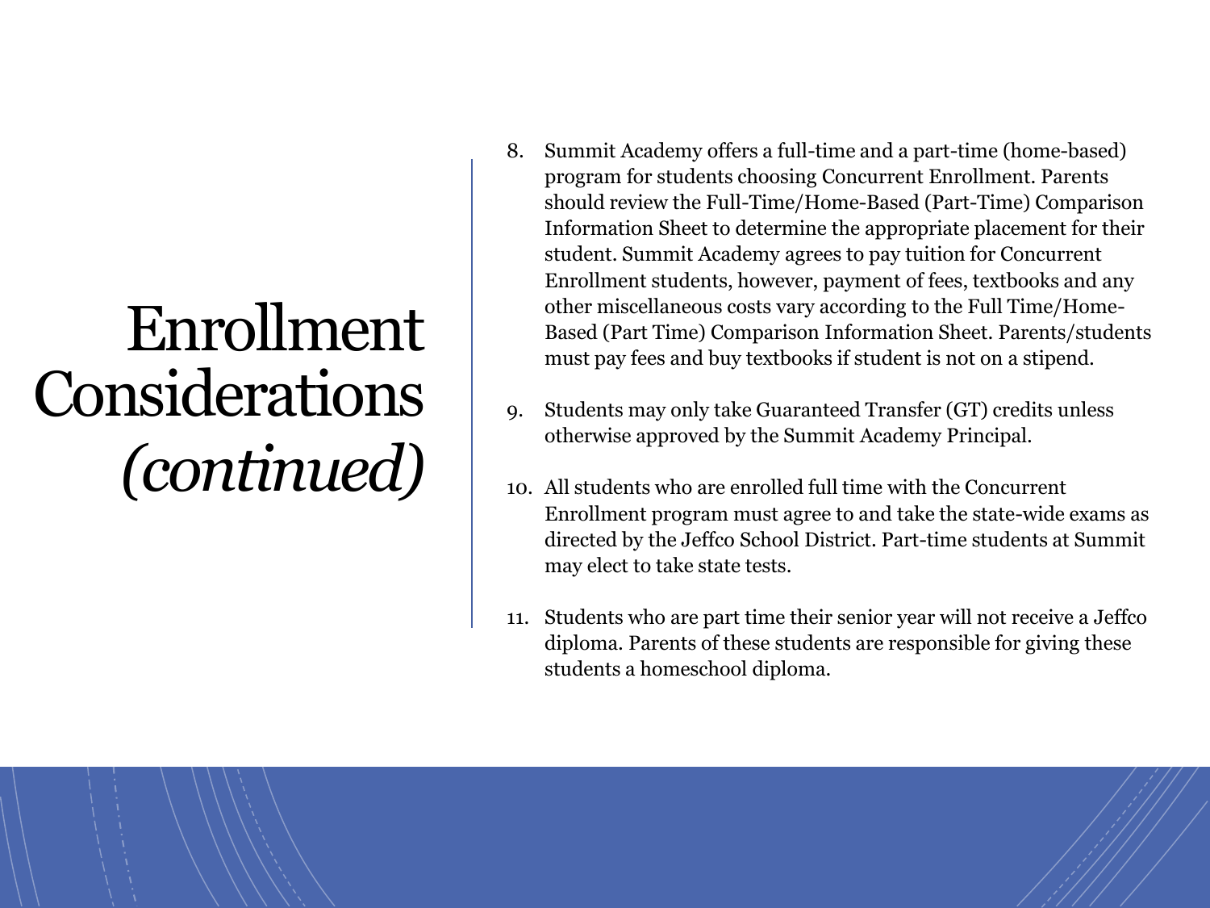# Enrollment Considerations *(continued)*

8. Summit Academy offers a full-time and a part-time (home-based) program for students choosing Concurrent Enrollment. Parents should review the Full-Time/Home-Based (Part-Time) Comparison Information Sheet to determine the appropriate placement for their student. Summit Academy agrees to pay tuition for Concurrent Enrollment students, however, payment of fees, textbooks and any other miscellaneous costs vary according to the Full Time/Home-Based (Part Time) Comparison Information Sheet. Parents/students must pay fees and buy textbooks if student is not on a stipend.

9. Students may only take Guaranteed Transfer (GT) credits unless otherwise approved by the Summit Academy Principal.

10. All students who are enrolled full time with the Concurrent Enrollment program must agree to and take the state-wide exams as directed by the Jeffco School District. Part-time students at Summit may elect to take state tests.

11. Students who are part time their senior year will not receive a Jeffco diploma. Parents of these students are responsible for giving these students a homeschool diploma.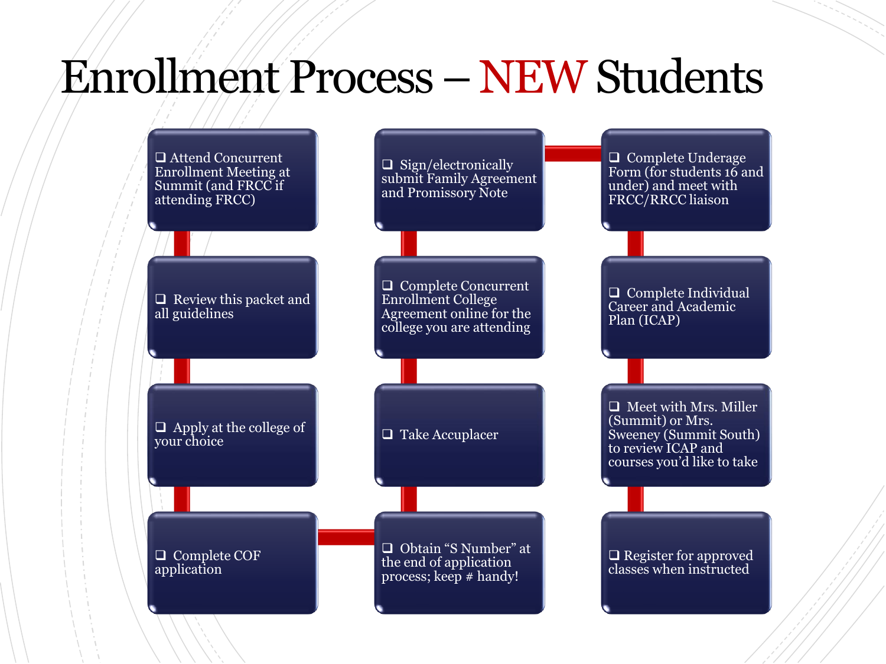# Enrollment Process – NEW Students

- ❑ Attend Concurrent Enrollment Meeting at Summit (and FRCC if attending FRCC)
- ❑ Review this packet and all guidelines
- ❑ Apply at the college of your choice
- ❑ Complete COF application
- ❑ Obtain "S Number" at the end of application process; keep # handy!
- ❑ Take Accuplacer
- ❑ Complete Concurrent Enrollment College Agreement online for the college you are attending
- ❑ Sign/electronically submit Family Agreement and Promissory Note
- ❑ Complete Underage Form (for students 16 and under) and meet with FRCC/RRCC liaison
- ❑ Complete Individual Career and Academic Plan (ICAP)
- ❑ Meet with Mrs. Miller (Summit) or Mrs. Sweeney (Summit South) to review ICAP and courses you'd like to take
- ❑ Register for approved classes when instructed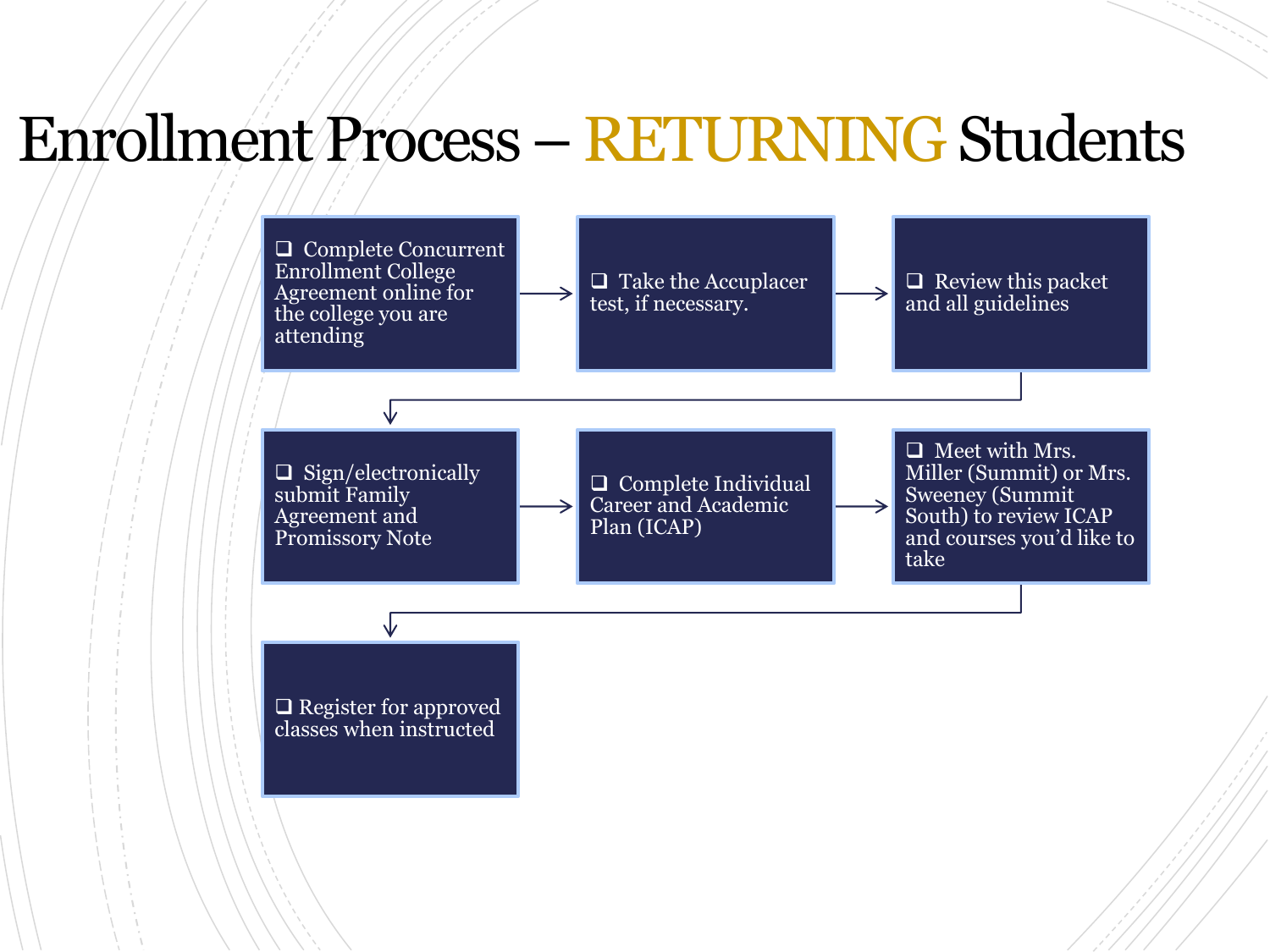# Enrollment Process – RETURNING Students

- ❑ Complete Concurrent Enrollment College Agreement online for the college you are attending
- ❑ Take the Accuplacer test, if necessary.
- ❑ Review this packet and all guidelines
- ❑ Sign/electronically submit Family Agreement and Promissory Note
- ❑ Complete Individual Career and Academic Plan (ICAP)
- ❑ Meet with Mrs. Miller (Summit) or Mrs. Sweeney (Summit South) to review ICAP and courses you'd like to take
- ❑ Register for approved classes when instructed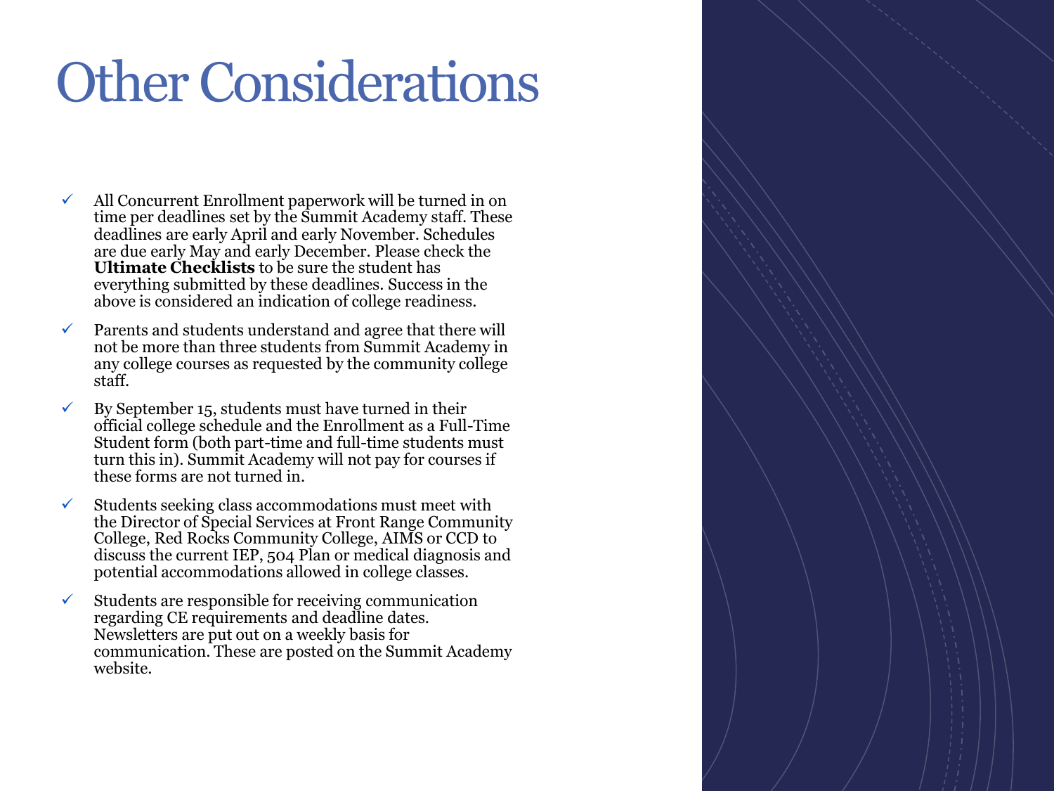# Other Considerations

- ✓ All Concurrent Enrollment paperwork will be turned in on time per deadlines set by the Summit Academy staff. These deadlines are early April and early November. Schedules are due early May and early December. Please check the **Ultimate Checklists** to be sure the student has everything submitted by these deadlines. Success in the above is considered an indication of college readiness.
- ✓ Parents and students understand and agree that there will not be more than three students from Summit Academy in any college courses as requested by the community college staff.
- ✓ By September 15, students must have turned in their official college schedule and the Enrollment as a Full-Time Student form (both part-time and full-time students must turn this in). Summit Academy will not pay for courses if these forms are not turned in.
- ✓ Students seeking class accommodations must meet with the Director of Special Services at Front Range Community College, Red Rocks Community College, AIMS or CCD to discuss the current IEP, 504 Plan or medical diagnosis and potential accommodations allowed in college classes.
- ✓ Students are responsible for receiving communication regarding CE requirements and deadline dates. Newsletters are put out on a weekly basis for communication. These are posted on the Summit Academy website.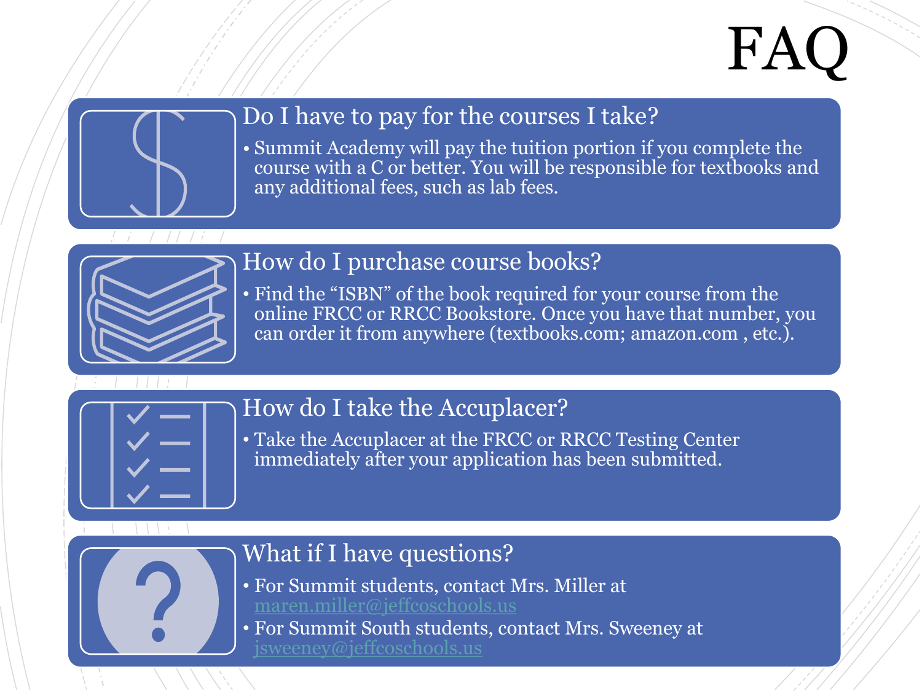# FAQ

## Do I have to pay for the courses I take?

- Summit Academy will pay the tuition portion if you complete the course with a C or better. You will be responsible for textbooks and any additional fees, such as lab fees.

## How do I purchase course books?

- Find the "ISBN" of the book required for your course from the online FRCC or RRCC Bookstore. Once you have that number, you can order it from anywhere (textbooks.com; amazon.com , etc.).

## How do I take the Accuplacer?

- Take the Accuplacer at the FRCC or RRCC Testing Center immediately after your application has been submitted.

## What if I have questions?

- For Summit students, contact Mrs. Miller at maren.miller@jeffcoschools.us
- For Summit South students, contact Mrs. Sweeney at jsweeney@jeffcoschools.us